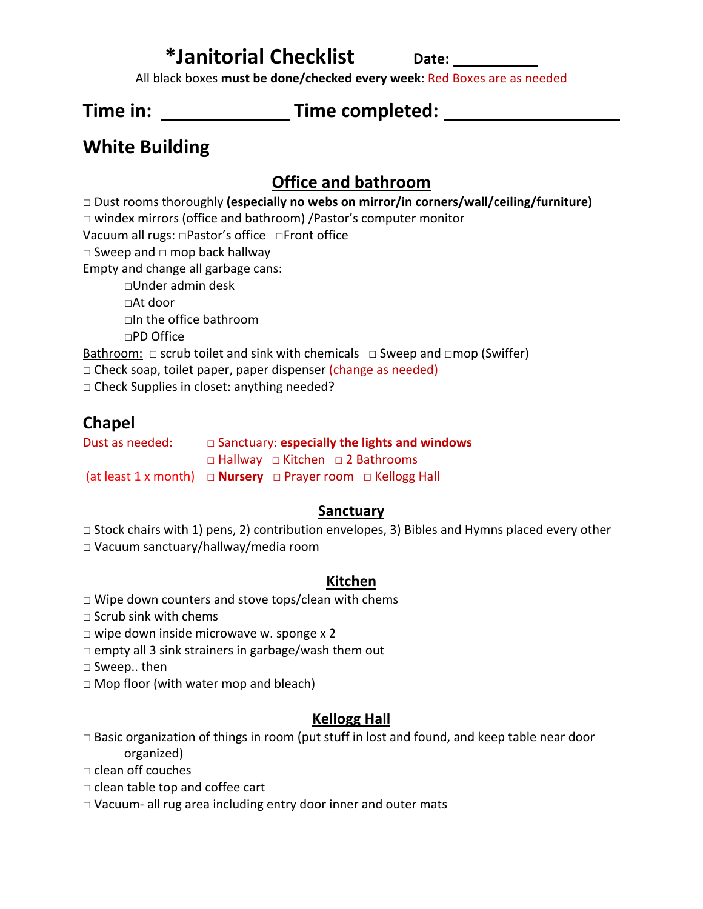# *Janitorial Checklist

**Date:** ___________

All black boxes **must be done/checked every week**: Red Boxes are as needed

## Time in: _____________ Time completed: __________________

## White Building

### Office and bathroom

□ Dust rooms thoroughly **(especially no webs on mirror/in corners/wall/ceiling/furniture)**
□ windex mirrors (office and bathroom) /Pastor's computer monitor
Vacuum all rugs: □Pastor's office □Front office
□ Sweep and □ mop back hallway
Empty and change all garbage cans:

- □~~Under admin desk~~
- □At door
- □In the office bathroom
- □PD Office

Bathroom: □ scrub toilet and sink with chemicals □ Sweep and □mop (Swiffer)
□ Check soap, toilet paper, paper dispenser (change as needed)
□ Check Supplies in closet: anything needed?

## Chapel

Dust as needed: □ Sanctuary: **especially the lights and windows**
□ Hallway □ Kitchen □ 2 Bathrooms
(at least 1 x month) □ **Nursery** □ Prayer room □ Kellogg Hall

### Sanctuary

□ Stock chairs with 1) pens, 2) contribution envelopes, 3) Bibles and Hymns placed every other
□ Vacuum sanctuary/hallway/media room

### Kitchen

□ Wipe down counters and stove tops/clean with chems
□ Scrub sink with chems
□ wipe down inside microwave w. sponge x 2
□ empty all 3 sink strainers in garbage/wash them out
□ Sweep.. then
□ Mop floor (with water mop and bleach)

### Kellogg Hall

□ Basic organization of things in room (put stuff in lost and found, and keep table near door organized)
□ clean off couches
□ clean table top and coffee cart
□ Vacuum- all rug area including entry door inner and outer mats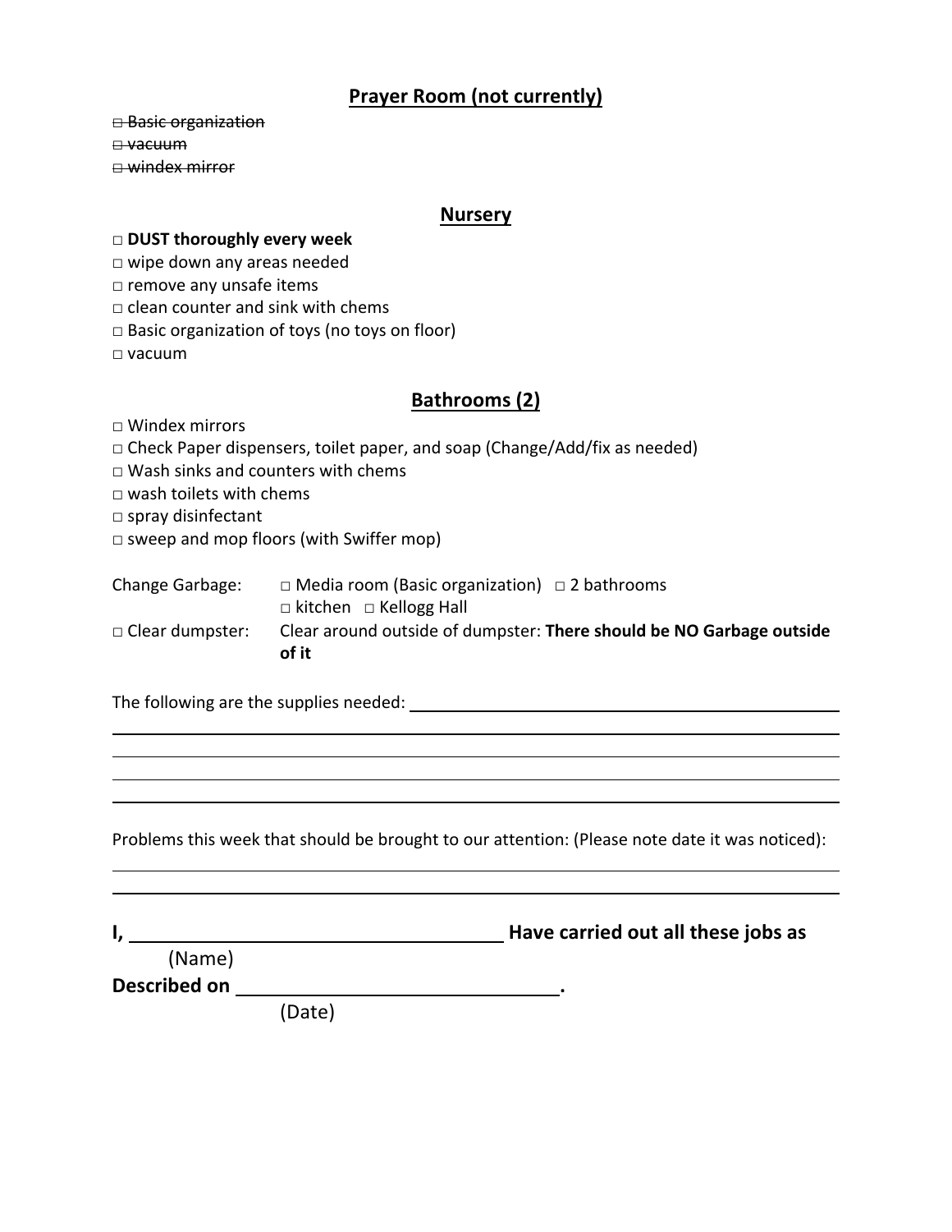## Prayer Room (not currently)

~~□ Basic organization~~
~~□ vacuum~~
~~□ windex mirror~~

## Nursery

□ **DUST thoroughly every week**
□ wipe down any areas needed
□ remove any unsafe items
□ clean counter and sink with chems
□ Basic organization of toys (no toys on floor)
□ vacuum

## Bathrooms (2)

□ Windex mirrors
□ Check Paper dispensers, toilet paper, and soap (Change/Add/fix as needed)
□ Wash sinks and counters with chems
□ wash toilets with chems
□ spray disinfectant
□ sweep and mop floors (with Swiffer mop)

Change Garbage: □ Media room (Basic organization) □ 2 bathrooms □ kitchen □ Kellogg Hall

□ Clear dumpster: Clear around outside of dumpster: **There should be NO Garbage outside of it**

The following are the supplies needed: ______________________________

______________________________________________________________

______________________________________________________________

______________________________________________________________

______________________________________________________________

Problems this week that should be brought to our attention: (Please note date it was noticed):

______________________________________________________________

______________________________________________________________

**I, ______________________ Have carried out all these jobs as**
(Name)
**Described on ______________________.**
(Date)